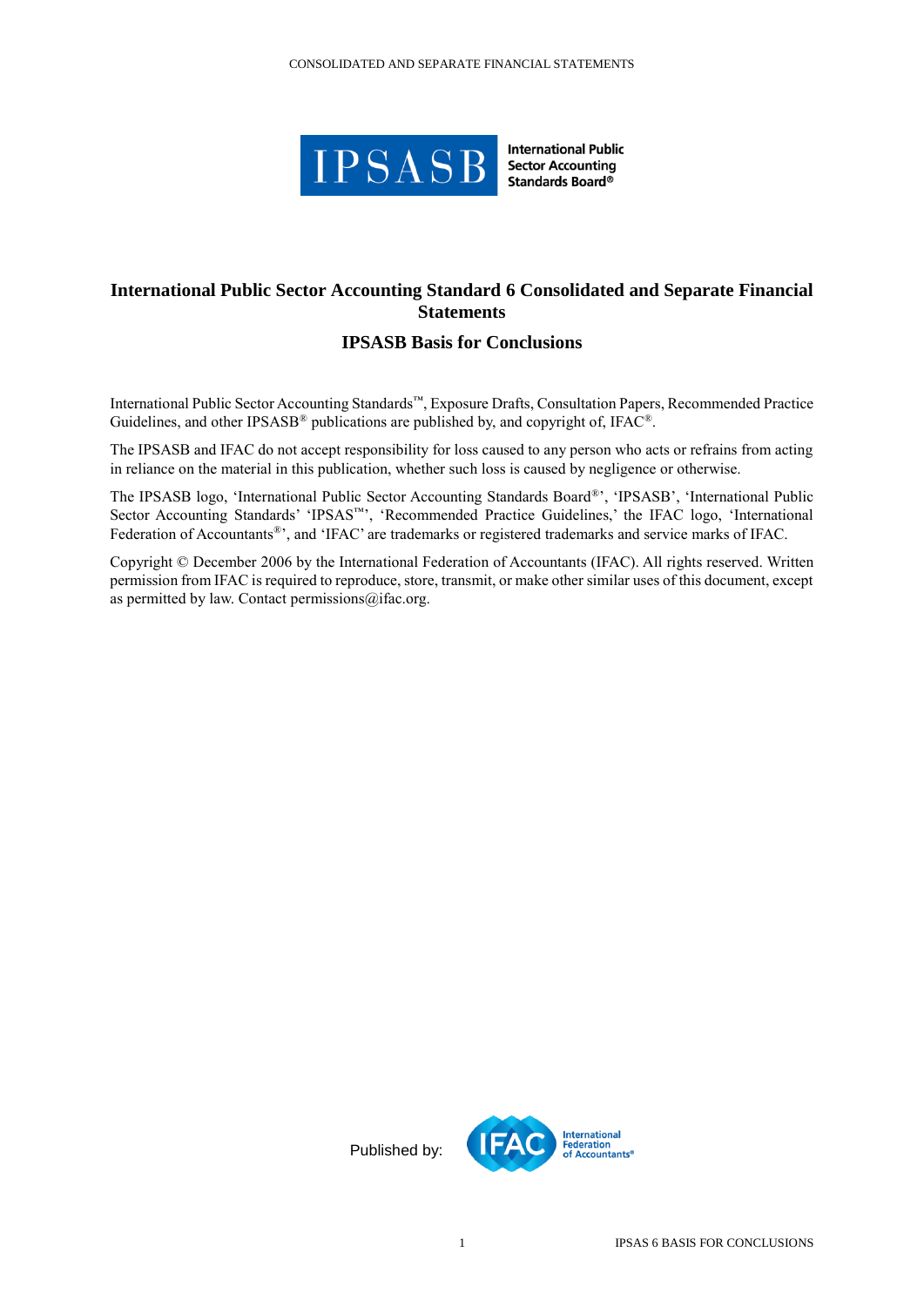# International Public Sector Accounting Standard 6 Consolidated and Separate Financial Statements

## IPSASB Basis for Conclusions

International Public Sector Accounting Standards™, Exposure Drafts, Consultation Papers, Recommended Practice Guidelines, and other IPSASB® publications are published by, and copyright of, IFAC®.

The IPSASB and IFAC do not accept responsibility for loss caused to any person who acts or refrains from acting in reliance on the material in this publication, whether such loss is caused by negligence or otherwise.

The IPSASB logo, 'International Public Sector Accounting Standards Board®', 'IPSASB', 'International Public Sector Accounting Standards' 'IPSAS™', 'Recommended Practice Guidelines,' the IFAC logo, 'International Federation of Accountants®', and 'IFAC' are trademarks or registered trademarks and service marks of IFAC.

Copyright © December 2006 by the International Federation of Accountants (IFAC). All rights reserved. Written permission from IFAC is required to reproduce, store, transmit, or make other similar uses of this document, except as permitted by law. Contact permissions@ifac.org.

Published by: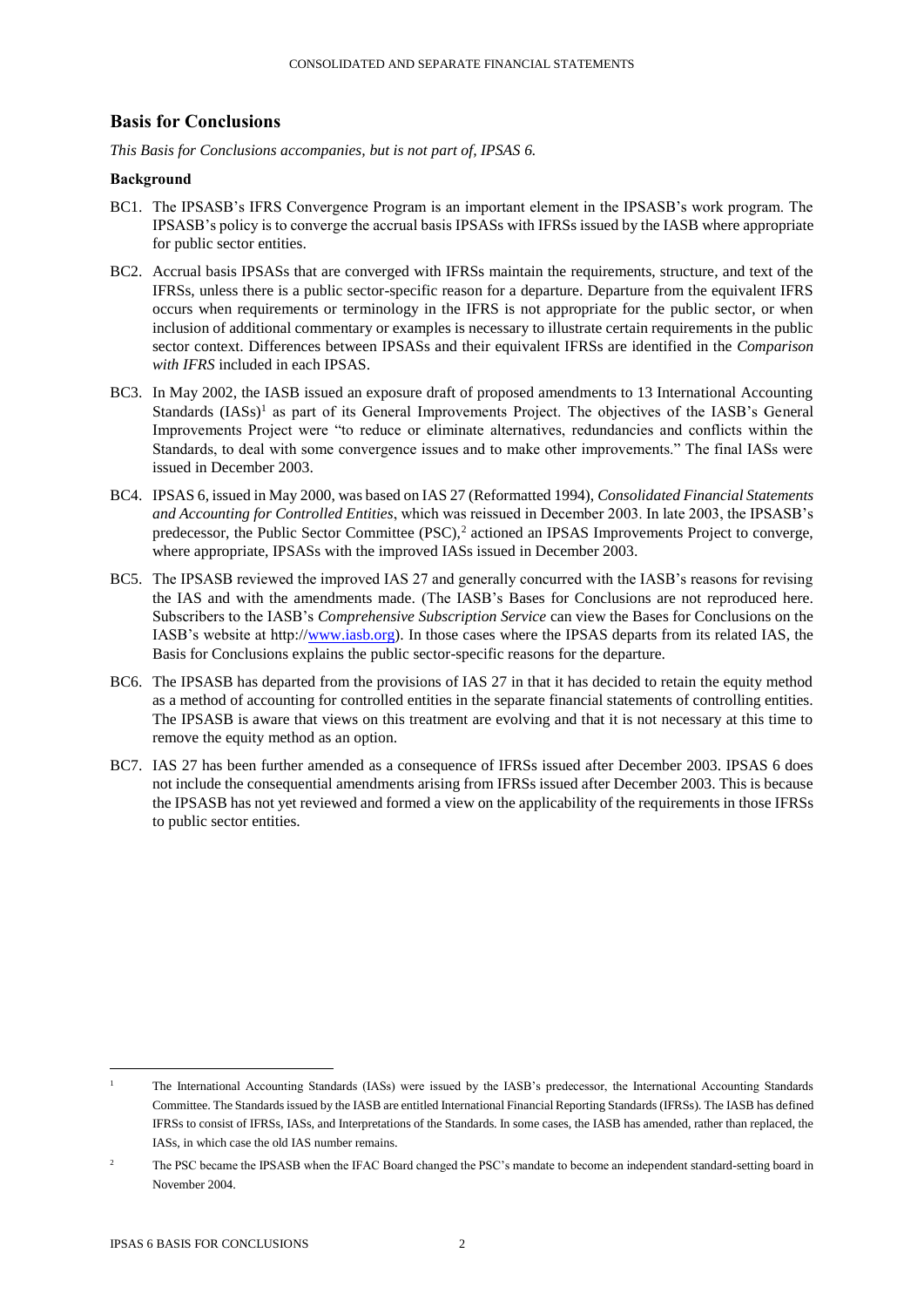## Basis for Conclusions

*This Basis for Conclusions accompanies, but is not part of, IPSAS 6.*

### Background

BC1. The IPSASB's IFRS Convergence Program is an important element in the IPSASB's work program. The IPSASB's policy is to converge the accrual basis IPSASs with IFRSs issued by the IASB where appropriate for public sector entities.

BC2. Accrual basis IPSASs that are converged with IFRSs maintain the requirements, structure, and text of the IFRSs, unless there is a public sector-specific reason for a departure. Departure from the equivalent IFRS occurs when requirements or terminology in the IFRS is not appropriate for the public sector, or when inclusion of additional commentary or examples is necessary to illustrate certain requirements in the public sector context. Differences between IPSASs and their equivalent IFRSs are identified in the *Comparison with IFRS* included in each IPSAS.

BC3. In May 2002, the IASB issued an exposure draft of proposed amendments to 13 International Accounting Standards (IASs)[1] as part of its General Improvements Project. The objectives of the IASB's General Improvements Project were "to reduce or eliminate alternatives, redundancies and conflicts within the Standards, to deal with some convergence issues and to make other improvements." The final IASs were issued in December 2003.

BC4. IPSAS 6, issued in May 2000, was based on IAS 27 (Reformatted 1994), *Consolidated Financial Statements and Accounting for Controlled Entities*, which was reissued in December 2003. In late 2003, the IPSASB's predecessor, the Public Sector Committee (PSC),[2] actioned an IPSAS Improvements Project to converge, where appropriate, IPSASs with the improved IASs issued in December 2003.

BC5. The IPSASB reviewed the improved IAS 27 and generally concurred with the IASB's reasons for revising the IAS and with the amendments made. (The IASB's Bases for Conclusions are not reproduced here. Subscribers to the IASB's *Comprehensive Subscription Service* can view the Bases for Conclusions on the IASB's website at http://www.iasb.org). In those cases where the IPSAS departs from its related IAS, the Basis for Conclusions explains the public sector-specific reasons for the departure.

BC6. The IPSASB has departed from the provisions of IAS 27 in that it has decided to retain the equity method as a method of accounting for controlled entities in the separate financial statements of controlling entities. The IPSASB is aware that views on this treatment are evolving and that it is not necessary at this time to remove the equity method as an option.

BC7. IAS 27 has been further amended as a consequence of IFRSs issued after December 2003. IPSAS 6 does not include the consequential amendments arising from IFRSs issued after December 2003. This is because the IPSASB has not yet reviewed and formed a view on the applicability of the requirements in those IFRSs to public sector entities.

---

[1] The International Accounting Standards (IASs) were issued by the IASB's predecessor, the International Accounting Standards Committee. The Standards issued by the IASB are entitled International Financial Reporting Standards (IFRSs). The IASB has defined IFRSs to consist of IFRSs, IASs, and Interpretations of the Standards. In some cases, the IASB has amended, rather than replaced, the IASs, in which case the old IAS number remains.

[2] The PSC became the IPSASB when the IFAC Board changed the PSC's mandate to become an independent standard-setting board in November 2004.